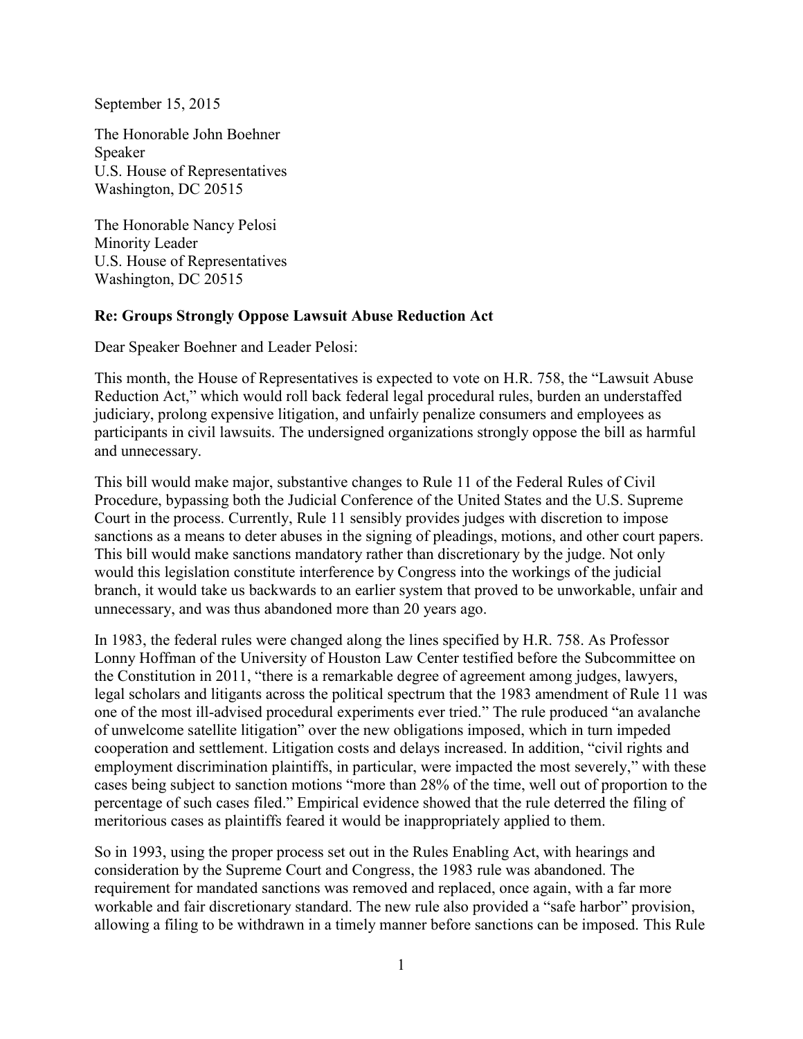September 15, 2015

The Honorable John Boehner
Speaker
U.S. House of Representatives
Washington, DC 20515

The Honorable Nancy Pelosi
Minority Leader
U.S. House of Representatives
Washington, DC 20515

**Re: Groups Strongly Oppose Lawsuit Abuse Reduction Act**

Dear Speaker Boehner and Leader Pelosi:

This month, the House of Representatives is expected to vote on H.R. 758, the "Lawsuit Abuse Reduction Act," which would roll back federal legal procedural rules, burden an understaffed judiciary, prolong expensive litigation, and unfairly penalize consumers and employees as participants in civil lawsuits. The undersigned organizations strongly oppose the bill as harmful and unnecessary.

This bill would make major, substantive changes to Rule 11 of the Federal Rules of Civil Procedure, bypassing both the Judicial Conference of the United States and the U.S. Supreme Court in the process. Currently, Rule 11 sensibly provides judges with discretion to impose sanctions as a means to deter abuses in the signing of pleadings, motions, and other court papers. This bill would make sanctions mandatory rather than discretionary by the judge. Not only would this legislation constitute interference by Congress into the workings of the judicial branch, it would take us backwards to an earlier system that proved to be unworkable, unfair and unnecessary, and was thus abandoned more than 20 years ago.

In 1983, the federal rules were changed along the lines specified by H.R. 758. As Professor Lonny Hoffman of the University of Houston Law Center testified before the Subcommittee on the Constitution in 2011, "there is a remarkable degree of agreement among judges, lawyers, legal scholars and litigants across the political spectrum that the 1983 amendment of Rule 11 was one of the most ill-advised procedural experiments ever tried." The rule produced "an avalanche of unwelcome satellite litigation" over the new obligations imposed, which in turn impeded cooperation and settlement. Litigation costs and delays increased. In addition, "civil rights and employment discrimination plaintiffs, in particular, were impacted the most severely," with these cases being subject to sanction motions "more than 28% of the time, well out of proportion to the percentage of such cases filed." Empirical evidence showed that the rule deterred the filing of meritorious cases as plaintiffs feared it would be inappropriately applied to them.

So in 1993, using the proper process set out in the Rules Enabling Act, with hearings and consideration by the Supreme Court and Congress, the 1983 rule was abandoned. The requirement for mandated sanctions was removed and replaced, once again, with a far more workable and fair discretionary standard. The new rule also provided a "safe harbor" provision, allowing a filing to be withdrawn in a timely manner before sanctions can be imposed. This Rule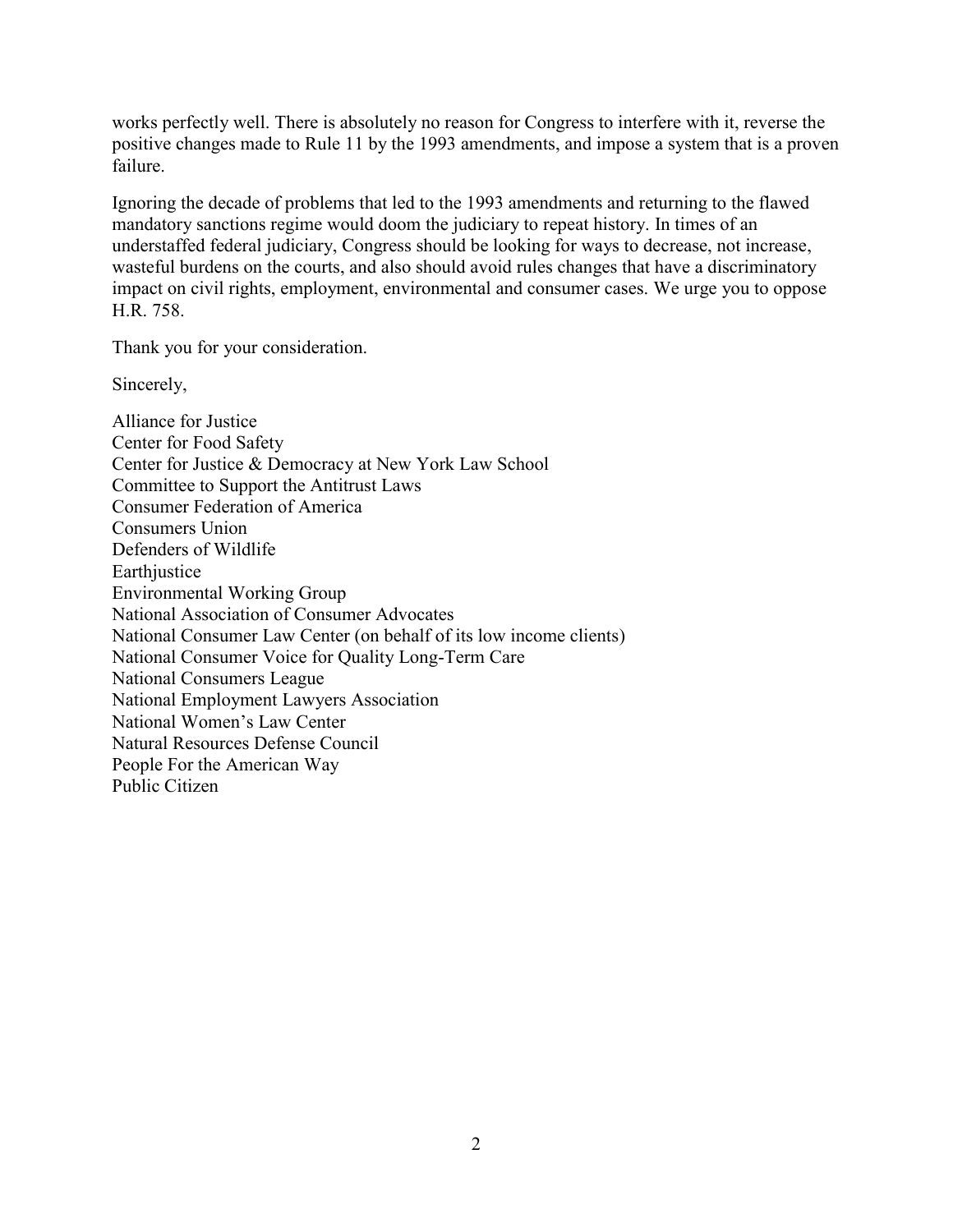works perfectly well. There is absolutely no reason for Congress to interfere with it, reverse the positive changes made to Rule 11 by the 1993 amendments, and impose a system that is a proven failure.

Ignoring the decade of problems that led to the 1993 amendments and returning to the flawed mandatory sanctions regime would doom the judiciary to repeat history. In times of an understaffed federal judiciary, Congress should be looking for ways to decrease, not increase, wasteful burdens on the courts, and also should avoid rules changes that have a discriminatory impact on civil rights, employment, environmental and consumer cases. We urge you to oppose H.R. 758.

Thank you for your consideration.

Sincerely,

Alliance for Justice
Center for Food Safety
Center for Justice & Democracy at New York Law School
Committee to Support the Antitrust Laws
Consumer Federation of America
Consumers Union
Defenders of Wildlife
Earthjustice
Environmental Working Group
National Association of Consumer Advocates
National Consumer Law Center (on behalf of its low income clients)
National Consumer Voice for Quality Long-Term Care
National Consumers League
National Employment Lawyers Association
National Women's Law Center
Natural Resources Defense Council
People For the American Way
Public Citizen